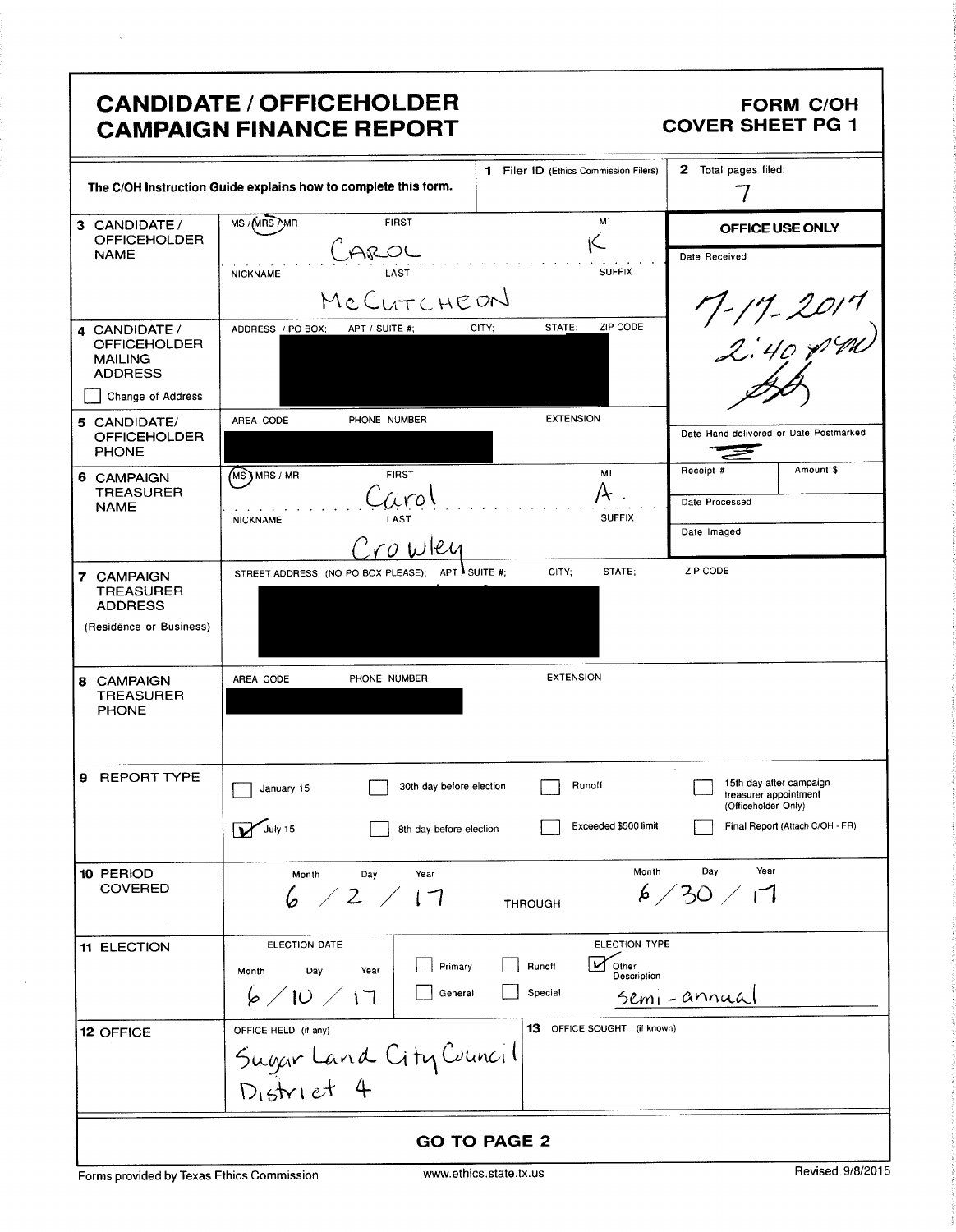# CANDIDATE / OFFICEHOLDER CAMPAIGN FINANCE REPORT

**FORM C/OH COVER SHEET PG 1**

The C/OH Instruction Guide explains how to complete this form.

| | | |
|---|---|---|
| **1** Filer ID (Ethics Commission Filers) | | **2** Total pages filed: 7 |

| Field | Entry |
|---|---|
| **3 CANDIDATE / OFFICEHOLDER NAME** | MS / (MRS) / MR — FIRST: CAROL — MI: K — NICKNAME: — LAST: McCUTCHEON — SUFFIX: |
| **4 CANDIDATE / OFFICEHOLDER MAILING ADDRESS** ☐ Change of Address | ADDRESS / PO BOX; APT / SUITE #; CITY; STATE; ZIP CODE: [redacted] |
| **5 CANDIDATE/ OFFICEHOLDER PHONE** | AREA CODE, PHONE NUMBER, EXTENSION: [redacted] |
| **6 CAMPAIGN TREASURER NAME** | (MS) / MRS / MR — FIRST: Carol — MI: A. — NICKNAME: — LAST: Crowley — SUFFIX: |
| **7 CAMPAIGN TREASURER ADDRESS** (Residence or Business) | STREET ADDRESS (NO PO BOX PLEASE); APT / SUITE #; CITY; STATE; ZIP CODE: [redacted] |
| **8 CAMPAIGN TREASURER PHONE** | AREA CODE, PHONE NUMBER, EXTENSION: [redacted] |

**OFFICE USE ONLY**

Date Received: 7-17-2017 2:40 pm

Date Hand-delivered or Date Postmarked:

Receipt #: | Amount $:

Date Processed:

Date Imaged:

**9 REPORT TYPE**

- ☐ January 15
- ☑ July 15
- ☐ 30th day before election
- ☐ 8th day before election
- ☐ Runoff
- ☐ Exceeded $500 limit
- ☐ 15th day after campaign treasurer appointment (Officeholder Only)
- ☐ Final Report (Attach C/OH - FR)

**10 PERIOD COVERED**

Month / Day / Year: 6 / 2 / 17 THROUGH Month / Day / Year: 6 / 30 / 17

**11 ELECTION**

ELECTION DATE — Month / Day / Year: 6 / 10 / 17

ELECTION TYPE:
- ☐ Primary
- ☐ General
- ☐ Runoff
- ☐ Special
- ☑ Other Description: Semi - annual

**12 OFFICE**

OFFICE HELD (if any): Sugar Land City Council District 4

**13** OFFICE SOUGHT (if known):

**GO TO PAGE 2**

Forms provided by Texas Ethics Commission | www.ethics.state.tx.us | Revised 9/8/2015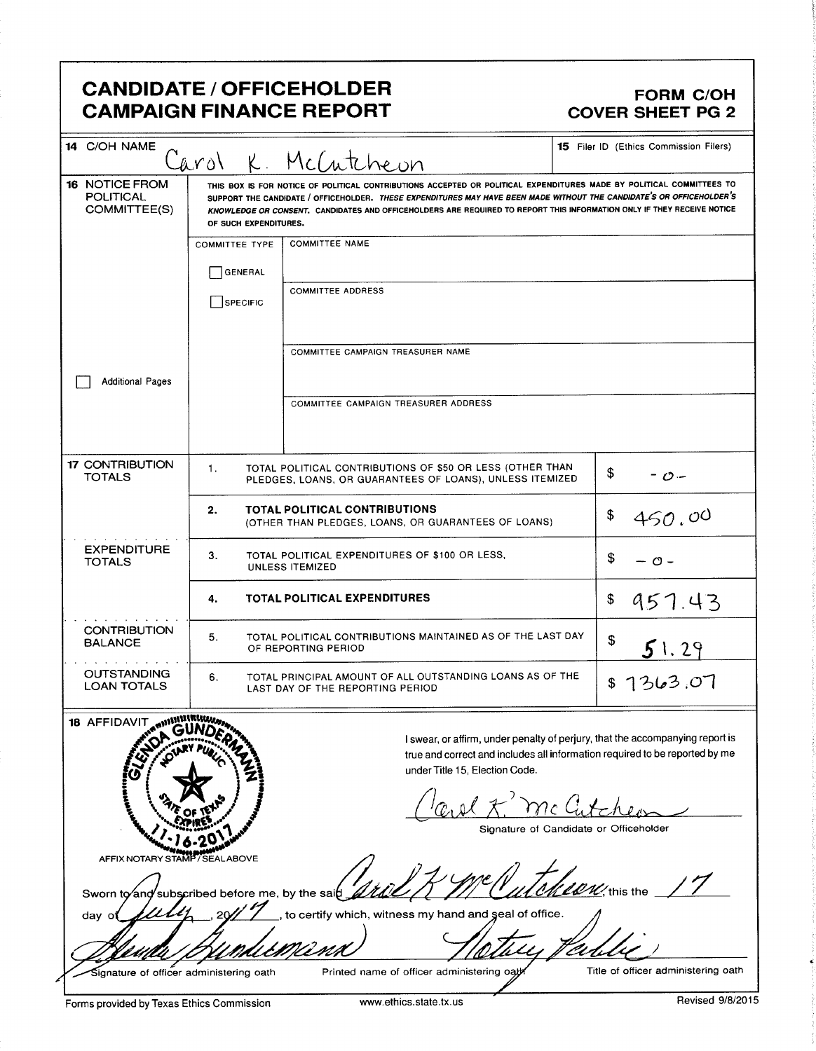# CANDIDATE / OFFICEHOLDER CAMPAIGN FINANCE REPORT

## FORM C/OH COVER SHEET PG 2

**14** C/OH NAME: Carol K. McCutcheon

**15** Filer ID (Ethics Commission Filers):

**16** NOTICE FROM POLITICAL COMMITTEE(S)

THIS BOX IS FOR NOTICE OF POLITICAL CONTRIBUTIONS ACCEPTED OR POLITICAL EXPENDITURES MADE BY POLITICAL COMMITTEES TO SUPPORT THE CANDIDATE / OFFICEHOLDER. *THESE EXPENDITURES MAY HAVE BEEN MADE WITHOUT THE CANDIDATE'S OR OFFICEHOLDER'S KNOWLEDGE OR CONSENT.* CANDIDATES AND OFFICEHOLDERS ARE REQUIRED TO REPORT THIS INFORMATION ONLY IF THEY RECEIVE NOTICE OF SUCH EXPENDITURES.

- COMMITTEE TYPE: ☐ GENERAL ☐ SPECIFIC
- COMMITTEE NAME:
- COMMITTEE ADDRESS:
- COMMITTEE CAMPAIGN TREASURER NAME:
- COMMITTEE CAMPAIGN TREASURER ADDRESS:

☐ Additional Pages

| Section | # | Description | Amount |
|---|---|---|---|
| **17** CONTRIBUTION TOTALS | 1. | TOTAL POLITICAL CONTRIBUTIONS OF $50 OR LESS (OTHER THAN PLEDGES, LOANS, OR GUARANTEES OF LOANS), UNLESS ITEMIZED | $ -0- |
| | 2. | **TOTAL POLITICAL CONTRIBUTIONS** (OTHER THAN PLEDGES, LOANS, OR GUARANTEES OF LOANS) | $ 450.00 |
| EXPENDITURE TOTALS | 3. | TOTAL POLITICAL EXPENDITURES OF $100 OR LESS, UNLESS ITEMIZED | $ -0- |
| | 4. | **TOTAL POLITICAL EXPENDITURES** | $ 957.43 |
| CONTRIBUTION BALANCE | 5. | TOTAL POLITICAL CONTRIBUTIONS MAINTAINED AS OF THE LAST DAY OF REPORTING PERIOD | $ 51.29 |
| OUTSTANDING LOAN TOTALS | 6. | TOTAL PRINCIPAL AMOUNT OF ALL OUTSTANDING LOANS AS OF THE LAST DAY OF THE REPORTING PERIOD | $ 1363.07 |

**18** AFFIDAVIT

[Notary seal: GLENDA GUNDERMANN, NOTARY PUBLIC, STATE OF TEXAS, EXPIRES 11-16-2017]

AFFIX NOTARY STAMP / SEAL ABOVE

I swear, or affirm, under penalty of perjury, that the accompanying report is true and correct and includes all information required to be reported by me under Title 15, Election Code.

Carol K. McCutcheon
Signature of Candidate or Officeholder

Sworn to and subscribed before me, by the said Carol K McCutcheon, this the 17 day of July, 2017, to certify which, witness my hand and seal of office.

| Glenda Gundermann | | Notary Public |
|---|---|---|
| Signature of officer administering oath | Printed name of officer administering oath | Title of officer administering oath |

Forms provided by Texas Ethics Commission www.ethics.state.tx.us Revised 9/8/2015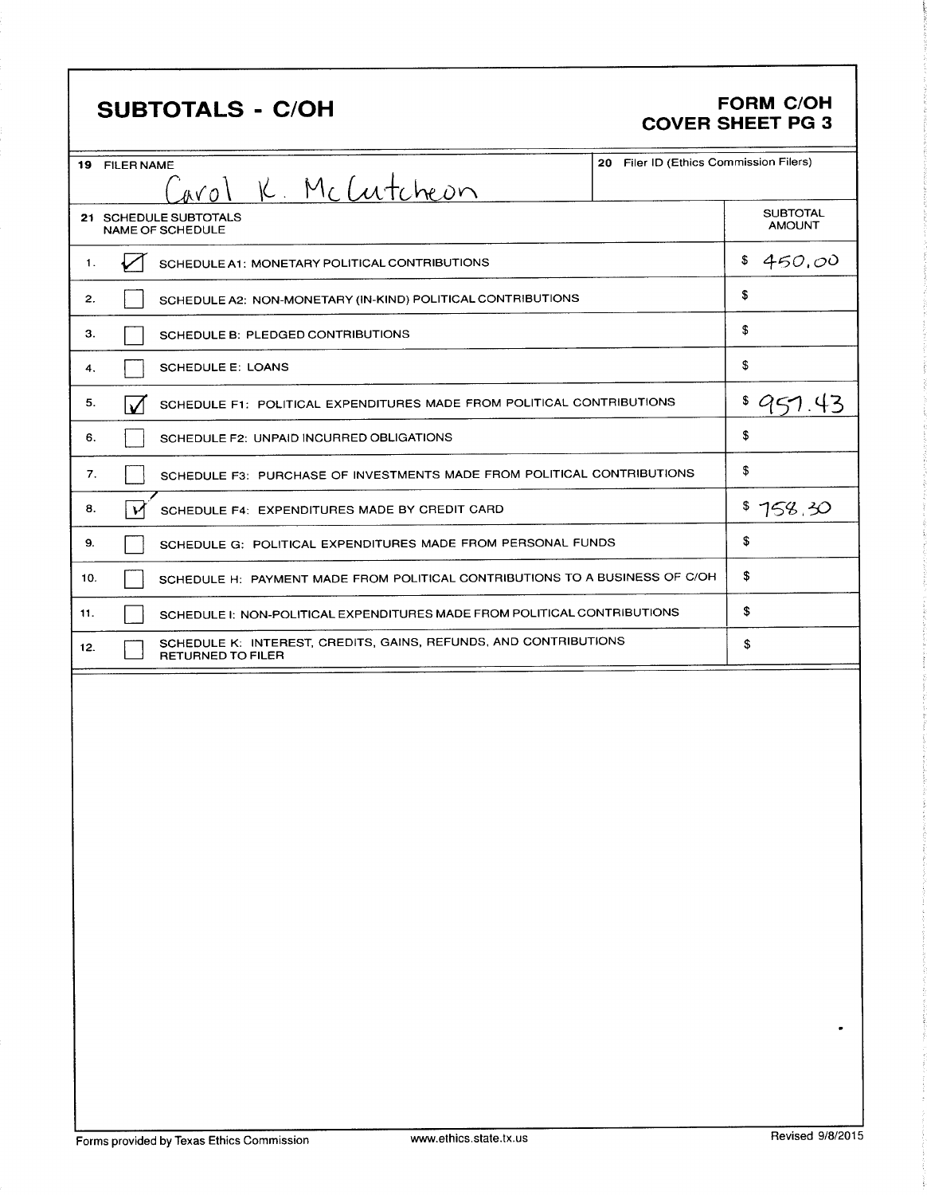# SUBTOTALS - C/OH

**FORM C/OH**
**COVER SHEET PG 3**

| 19 FILER NAME | 20 Filer ID (Ethics Commission Filers) |
|---|---|
| Carol K. McCutcheon | |

| 21 SCHEDULE SUBTOTALS NAME OF SCHEDULE | | SUBTOTAL AMOUNT |
|---|---|---|
| 1. | ☑ SCHEDULE A1: MONETARY POLITICAL CONTRIBUTIONS | $ 450.00 |
| 2. | ☐ SCHEDULE A2: NON-MONETARY (IN-KIND) POLITICAL CONTRIBUTIONS | $ |
| 3. | ☐ SCHEDULE B: PLEDGED CONTRIBUTIONS | $ |
| 4. | ☐ SCHEDULE E: LOANS | $ |
| 5. | ☑ SCHEDULE F1: POLITICAL EXPENDITURES MADE FROM POLITICAL CONTRIBUTIONS | $ 957.43 |
| 6. | ☐ SCHEDULE F2: UNPAID INCURRED OBLIGATIONS | $ |
| 7. | ☐ SCHEDULE F3: PURCHASE OF INVESTMENTS MADE FROM POLITICAL CONTRIBUTIONS | $ |
| 8. | ☑ SCHEDULE F4: EXPENDITURES MADE BY CREDIT CARD | $ 758.30 |
| 9. | ☐ SCHEDULE G: POLITICAL EXPENDITURES MADE FROM PERSONAL FUNDS | $ |
| 10. | ☐ SCHEDULE H: PAYMENT MADE FROM POLITICAL CONTRIBUTIONS TO A BUSINESS OF C/OH | $ |
| 11. | ☐ SCHEDULE I: NON-POLITICAL EXPENDITURES MADE FROM POLITICAL CONTRIBUTIONS | $ |
| 12. | ☐ SCHEDULE K: INTEREST, CREDITS, GAINS, REFUNDS, AND CONTRIBUTIONS RETURNED TO FILER | $ |

Forms provided by Texas Ethics Commission www.ethics.state.tx.us Revised 9/8/2015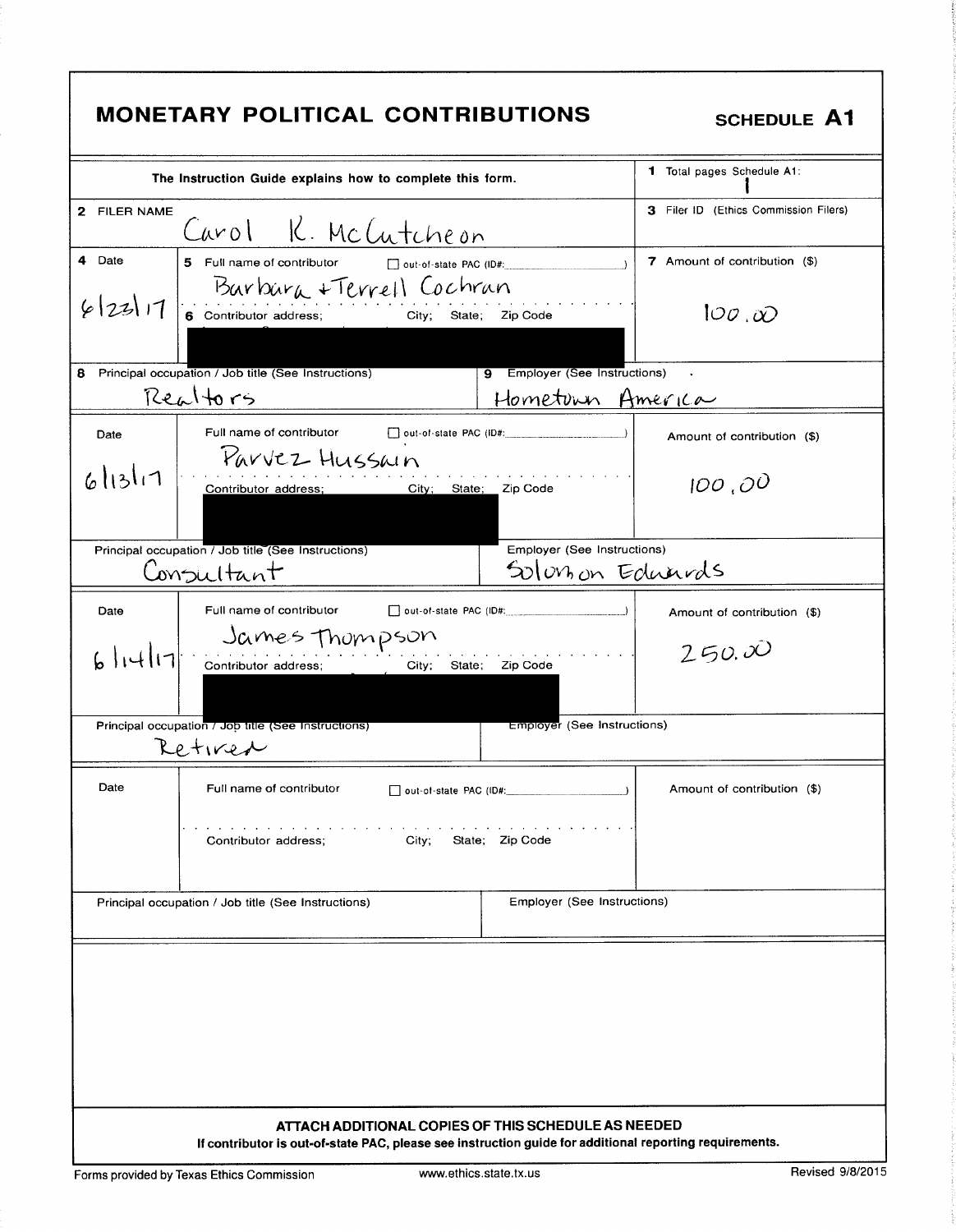# MONETARY POLITICAL CONTRIBUTIONS

**SCHEDULE A1**

The Instruction Guide explains how to complete this form.

**1** Total pages Schedule A1: 1

**2** FILER NAME: Carol R. McCutcheon

**3** Filer ID (Ethics Commission Filers):

| 4 Date | 5 Full name of contributor / 6 Contributor address; City; State; Zip Code | 7 Amount of contribution ($) |
|---|---|---|
| 6/23/17 | Barbara + Terrell Cochran ☐ out-of-state PAC (ID#: ) | 100.00 |
| | [REDACTED] | |
| **8** Principal occupation / Job title: Realtors | **9** Employer: Hometown America | |

| Date | Full name of contributor / Contributor address; City; State; Zip Code | Amount of contribution ($) |
|---|---|---|
| 6/13/17 | Parvez Hussain ☐ out-of-state PAC (ID#: ) | 100.00 |
| | [REDACTED] | |
| Principal occupation / Job title: Consultant | Employer: Solomon Edwards | |

| Date | Full name of contributor / Contributor address; City; State; Zip Code | Amount of contribution ($) |
|---|---|---|
| 6/14/17 | James Thompson ☐ out-of-state PAC (ID#: ) | 250.00 |
| | [REDACTED] | |
| Principal occupation / Job title: Retired | Employer: | |

| Date | Full name of contributor / Contributor address; City; State; Zip Code | Amount of contribution ($) |
|---|---|---|
| | ☐ out-of-state PAC (ID#: ) | |
| Principal occupation / Job title: | Employer: | |

**ATTACH ADDITIONAL COPIES OF THIS SCHEDULE AS NEEDED**

**If contributor is out-of-state PAC, please see instruction guide for additional reporting requirements.**

Forms provided by Texas Ethics Commission — www.ethics.state.tx.us — Revised 9/8/2015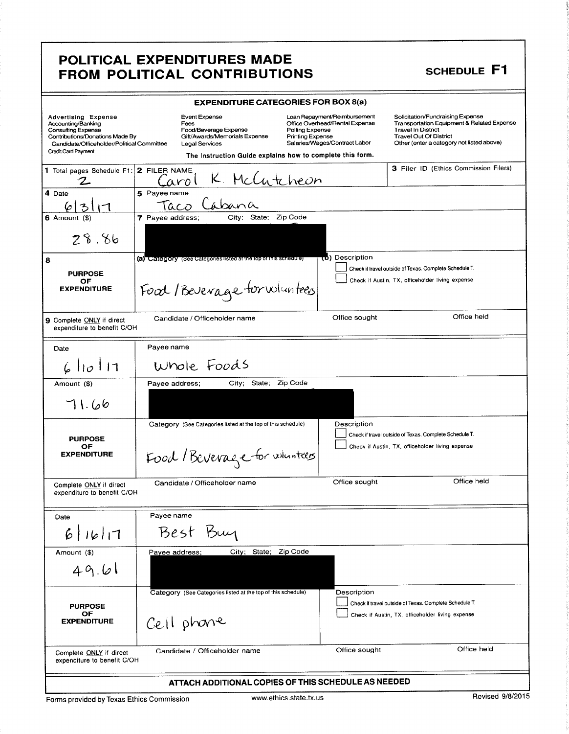# POLITICAL EXPENDITURES MADE FROM POLITICAL CONTRIBUTIONS

**SCHEDULE F1**

## EXPENDITURE CATEGORIES FOR BOX 8(a)

| | | | |
|---|---|---|---|
| Advertising Expense | Event Expense | Loan Repayment/Reimbursement | Solicitation/Fundraising Expense |
| Accounting/Banking | Fees | Office Overhead/Rental Expense | Transportation Equipment & Related Expense |
| Consulting Expense | Food/Beverage Expense | Polling Expense | Travel In District |
| Contributions/Donations Made By Candidate/Officeholder/Political Committee | Gift/Awards/Memorials Expense | Printing Expense | Travel Out Of District |
| Credit Card Payment | Legal Services | Salaries/Wages/Contract Labor | Other (enter a category not listed above) |

The Instruction Guide explains how to complete this form.

| | | |
|---|---|---|
| **1** Total pages Schedule F1: 2 | **2** FILER NAME: Carol K. McCutcheon | **3** Filer ID (Ethics Commission Filers) |
| **4** Date: 6/3/17 | **5** Payee name: Taco Cabana | |
| **6** Amount ($): 28.86 | **7** Payee address; City; State; Zip Code: [REDACTED] | |
| **8** PURPOSE OF EXPENDITURE | (a) Category (See Categories listed at the top of this schedule): Food / Beverage for volunteers | (b) Description<br>☐ Check if travel outside of Texas. Complete Schedule T.<br>☐ Check if Austin, TX, officeholder living expense |
| **9** Complete ONLY if direct expenditure to benefit C/OH | Candidate / Officeholder name | Office sought / Office held |

| | | |
|---|---|---|
| Date: 6/10/17 | Payee name: Whole Foods | |
| Amount ($): 71.66 | Payee address; City; State; Zip Code: [REDACTED] | |
| PURPOSE OF EXPENDITURE | Category (See Categories listed at the top of this schedule): Food / Beverage for volunteers | Description<br>☐ Check if travel outside of Texas. Complete Schedule T.<br>☐ Check if Austin, TX, officeholder living expense |
| Complete ONLY if direct expenditure to benefit C/OH | Candidate / Officeholder name | Office sought / Office held |

| | | |
|---|---|---|
| Date: 6/16/17 | Payee name: Best Buy | |
| Amount ($): 49.61 | Payee address; City; State; Zip Code: [REDACTED] | |
| PURPOSE OF EXPENDITURE | Category (See Categories listed at the top of this schedule): Cell phone | Description<br>☐ Check if travel outside of Texas. Complete Schedule T.<br>☐ Check if Austin, TX, officeholder living expense |
| Complete ONLY if direct expenditure to benefit C/OH | Candidate / Officeholder name | Office sought / Office held |

**ATTACH ADDITIONAL COPIES OF THIS SCHEDULE AS NEEDED**

Forms provided by Texas Ethics Commission www.ethics.state.tx.us Revised 9/8/2015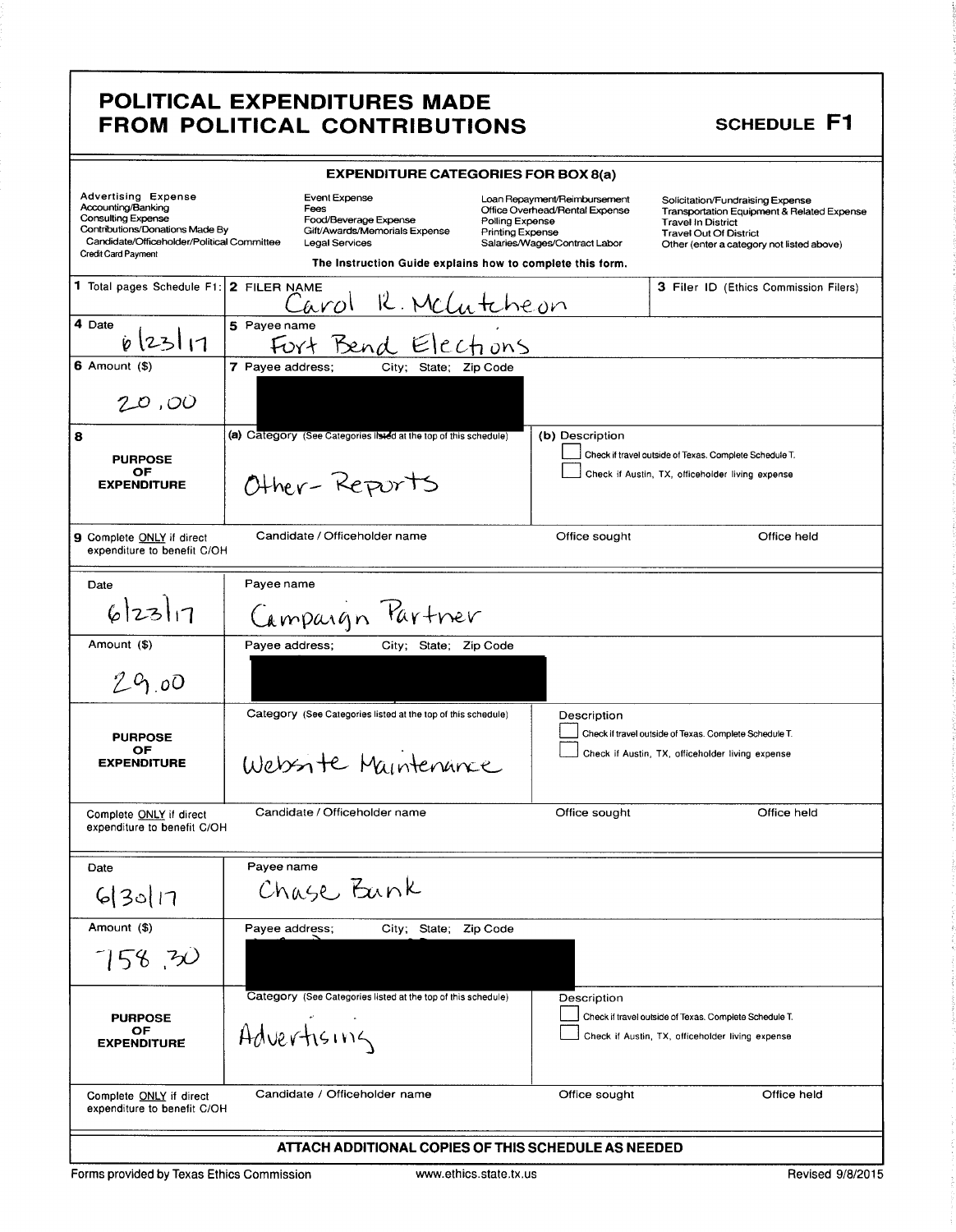# POLITICAL EXPENDITURES MADE FROM POLITICAL CONTRIBUTIONS

**SCHEDULE F1**

**EXPENDITURE CATEGORIES FOR BOX 8(a)**

| | | | |
|---|---|---|---|
| Advertising Expense | Event Expense | Loan Repayment/Reimbursement | Solicitation/Fundraising Expense |
| Accounting/Banking | Fees | Office Overhead/Rental Expense | Transportation Equipment & Related Expense |
| Consulting Expense | Food/Beverage Expense | Polling Expense | Travel In District |
| Contributions/Donations Made By Candidate/Officeholder/Political Committee | Gift/Awards/Memorials Expense | Printing Expense | Travel Out Of District |
| Credit Card Payment | Legal Services | Salaries/Wages/Contract Labor | Other (enter a category not listed above) |

**The Instruction Guide explains how to complete this form.**

| | | | |
|---|---|---|---|
| **1** Total pages Schedule F1: | **2** FILER NAME: Carol R. McCutcheon | | **3** Filer ID (Ethics Commission Filers) |
| **4** Date: 6/23/17 | **5** Payee name: Fort Bend Elections | | |
| **6** Amount ($): 20.00 | **7** Payee address; City; State; Zip Code: [redacted] | | |
| **8** PURPOSE OF EXPENDITURE | **(a)** Category (See Categories listed at the top of this schedule): Other- Reports | **(b)** Description: ☐ Check if travel outside of Texas. Complete Schedule T. ☐ Check if Austin, TX, officeholder living expense | |
| **9** Complete ONLY if direct expenditure to benefit C/OH | Candidate / Officeholder name | Office sought | Office held |

| | | | |
|---|---|---|---|
| Date: 6/23/17 | Payee name: Campaign Partner | | |
| Amount ($): 29.00 | Payee address; City; State; Zip Code: [redacted] | | |
| PURPOSE OF EXPENDITURE | Category (See Categories listed at the top of this schedule): Website Maintenance | Description: ☐ Check if travel outside of Texas. Complete Schedule T. ☐ Check if Austin, TX, officeholder living expense | |
| Complete ONLY if direct expenditure to benefit C/OH | Candidate / Officeholder name | Office sought | Office held |

| | | | |
|---|---|---|---|
| Date: 6/30/17 | Payee name: Chase Bank | | |
| Amount ($): 158.30 | Payee address; City; State; Zip Code: [redacted] | | |
| PURPOSE OF EXPENDITURE | Category (See Categories listed at the top of this schedule): Advertising | Description: ☐ Check if travel outside of Texas. Complete Schedule T. ☐ Check if Austin, TX, officeholder living expense | |
| Complete ONLY if direct expenditure to benefit C/OH | Candidate / Officeholder name | Office sought | Office held |

**ATTACH ADDITIONAL COPIES OF THIS SCHEDULE AS NEEDED**

Forms provided by Texas Ethics Commission www.ethics.state.tx.us Revised 9/8/2015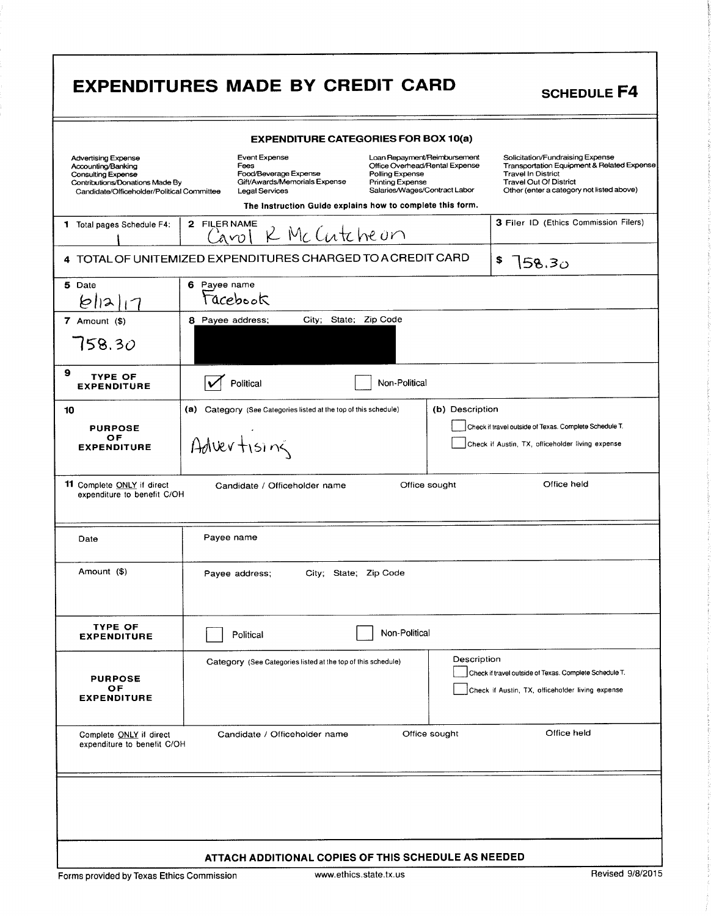# EXPENDITURES MADE BY CREDIT CARD

**SCHEDULE F4**

**EXPENDITURE CATEGORIES FOR BOX 10(a)**

| | | | |
|---|---|---|---|
| Advertising Expense | Event Expense | Loan Repayment/Reimbursement | Solicitation/Fundraising Expense |
| Accounting/Banking | Fees | Office Overhead/Rental Expense | Transportation Equipment & Related Expense |
| Consulting Expense | Food/Beverage Expense | Polling Expense | Travel In District |
| Contributions/Donations Made By Candidate/Officeholder/Political Committee | Gift/Awards/Memorials Expense | Printing Expense | Travel Out Of District |
| | Legal Services | Salaries/Wages/Contract Labor | Other (enter a category not listed above) |

**The Instruction Guide explains how to complete this form.**

| | | |
|---|---|---|
| **1** Total pages Schedule F4: 1 | **2** FILER NAME Carol R McCutcheon | **3** Filer ID (Ethics Commission Filers) |
| **4** TOTAL OF UNITEMIZED EXPENDITURES CHARGED TO A CREDIT CARD | | $ 758.30 |

| | |
|---|---|
| **5** Date 6/12/17 | **6** Payee name Facebook |
| **7** Amount ($) 758.30 | **8** Payee address; City; State; Zip Code |
| **9** TYPE OF EXPENDITURE | ☑ Political ☐ Non-Political |
| **10** PURPOSE OF EXPENDITURE | **(a)** Category (See Categories listed at the top of this schedule) Advertising — **(b)** Description ☐ Check if travel outside of Texas. Complete Schedule T. ☐ Check if Austin, TX, officeholder living expense |
| **11** Complete ONLY if direct expenditure to benefit C/OH | Candidate / Officeholder name — Office sought — Office held |

| | |
|---|---|
| Date | Payee name |
| Amount ($) | Payee address; City; State; Zip Code |
| TYPE OF EXPENDITURE | ☐ Political ☐ Non-Political |
| PURPOSE OF EXPENDITURE | Category (See Categories listed at the top of this schedule) — Description ☐ Check if travel outside of Texas. Complete Schedule T. ☐ Check if Austin, TX, officeholder living expense |
| Complete ONLY if direct expenditure to benefit C/OH | Candidate / Officeholder name — Office sought — Office held |

**ATTACH ADDITIONAL COPIES OF THIS SCHEDULE AS NEEDED**

Forms provided by Texas Ethics Commission www.ethics.state.tx.us Revised 9/8/2015